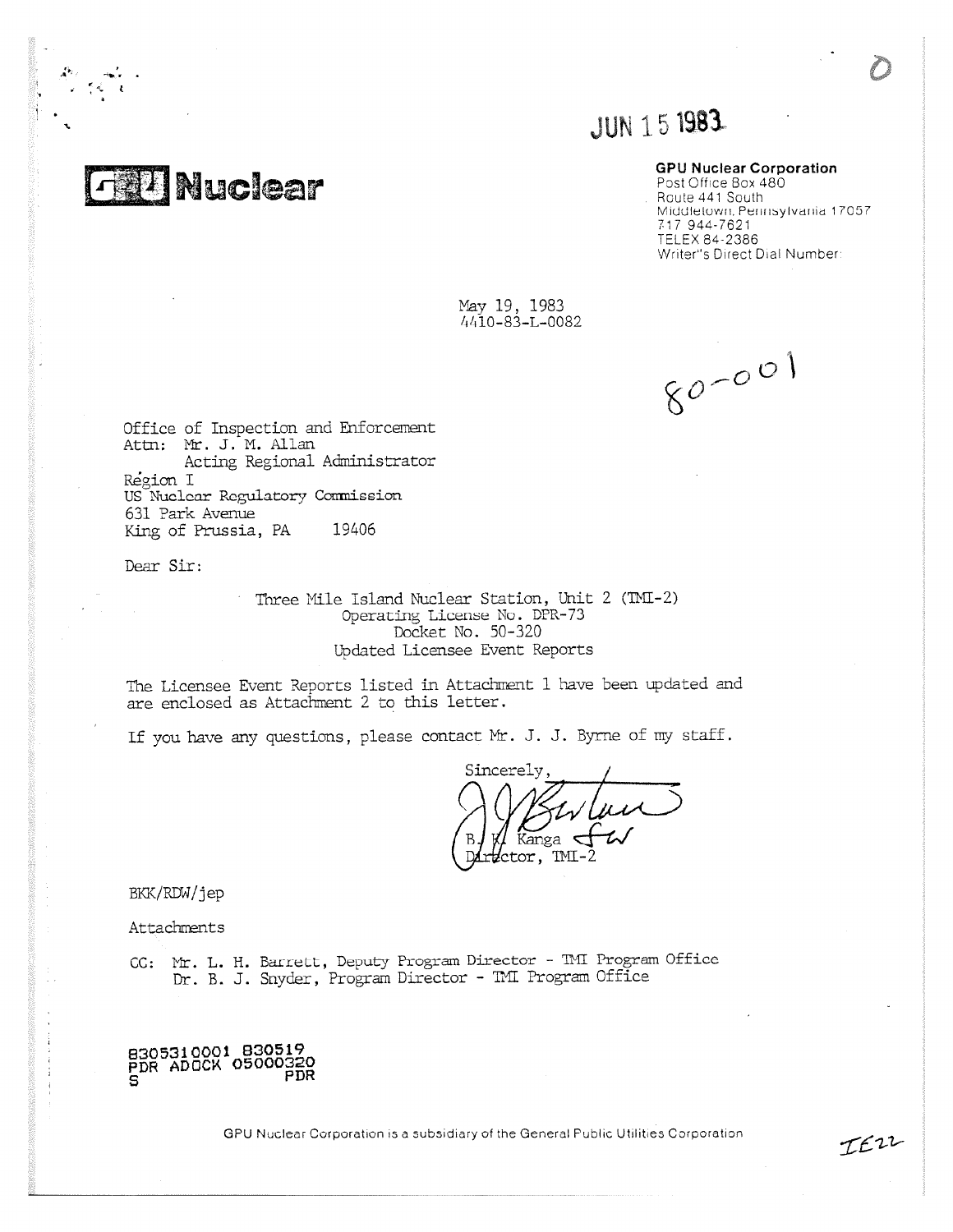JUN 15 1983

**GPU Nuclear**

**GPU Nuclear Corporation**
Post Office Box 480
Route 441 South
Middletown, Pennsylvania 17057
717 944-7621
TELEX 84-2386
Writer's Direct Dial Number:

May 19, 1983
4410-83-L-0082

80-001

Office of Inspection and Enforcement
Attn: Mr. J. M. Allan
Acting Regional Administrator
Region I
US Nuclear Regulatory Commission
631 Park Avenue
King of Prussia, PA 19406

Dear Sir:

Three Mile Island Nuclear Station, Unit 2 (TMI-2)
Operating License No. DPR-73
Docket No. 50-320
Updated Licensee Event Reports

The Licensee Event Reports listed in Attachment 1 have been updated and are enclosed as Attachment 2 to this letter.

If you have any questions, please contact Mr. J. J. Byrne of my staff.

Sincerely,

B. K. Kanga
Director, TMI-2

BKK/RDW/jep

Attachments

CC: Mr. L. H. Barrett, Deputy Program Director - TMI Program Office
Dr. B. J. Snyder, Program Director - TMI Program Office

8305310001 830519
PDR ADOCK 05000320
S PDR

GPU Nuclear Corporation is a subsidiary of the General Public Utilities Corporation

IE22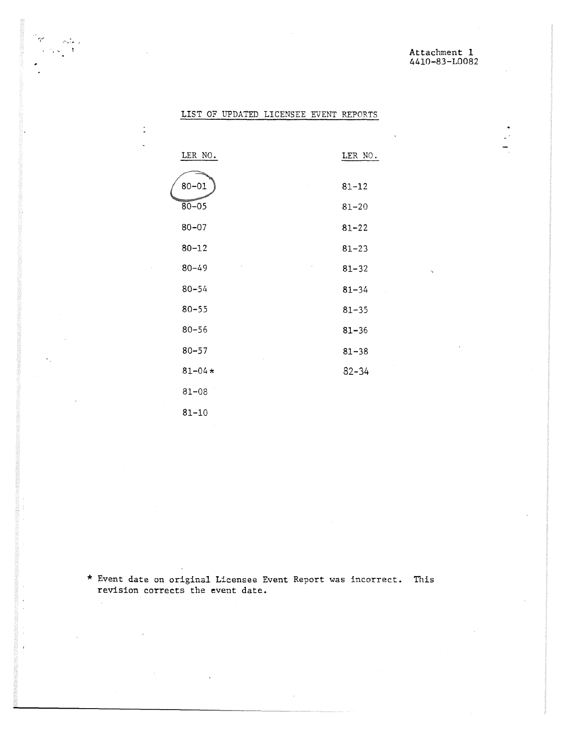Attachment 1
4410-83-L0082

## LIST OF UPDATED LICENSEE EVENT REPORTS

| LER NO. | LER NO. |
|---|---|
| 80-01 | 81-12 |
| 80-05 | 81-20 |
| 80-07 | 81-22 |
| 80-12 | 81-23 |
| 80-49 | 81-32 |
| 80-54 | 81-34 |
| 80-55 | 81-35 |
| 80-56 | 81-36 |
| 80-57 | 81-38 |
| 81-04* | 82-34 |
| 81-08 | |
| 81-10 | |

\* Event date on original Licensee Event Report was incorrect. This revision corrects the event date.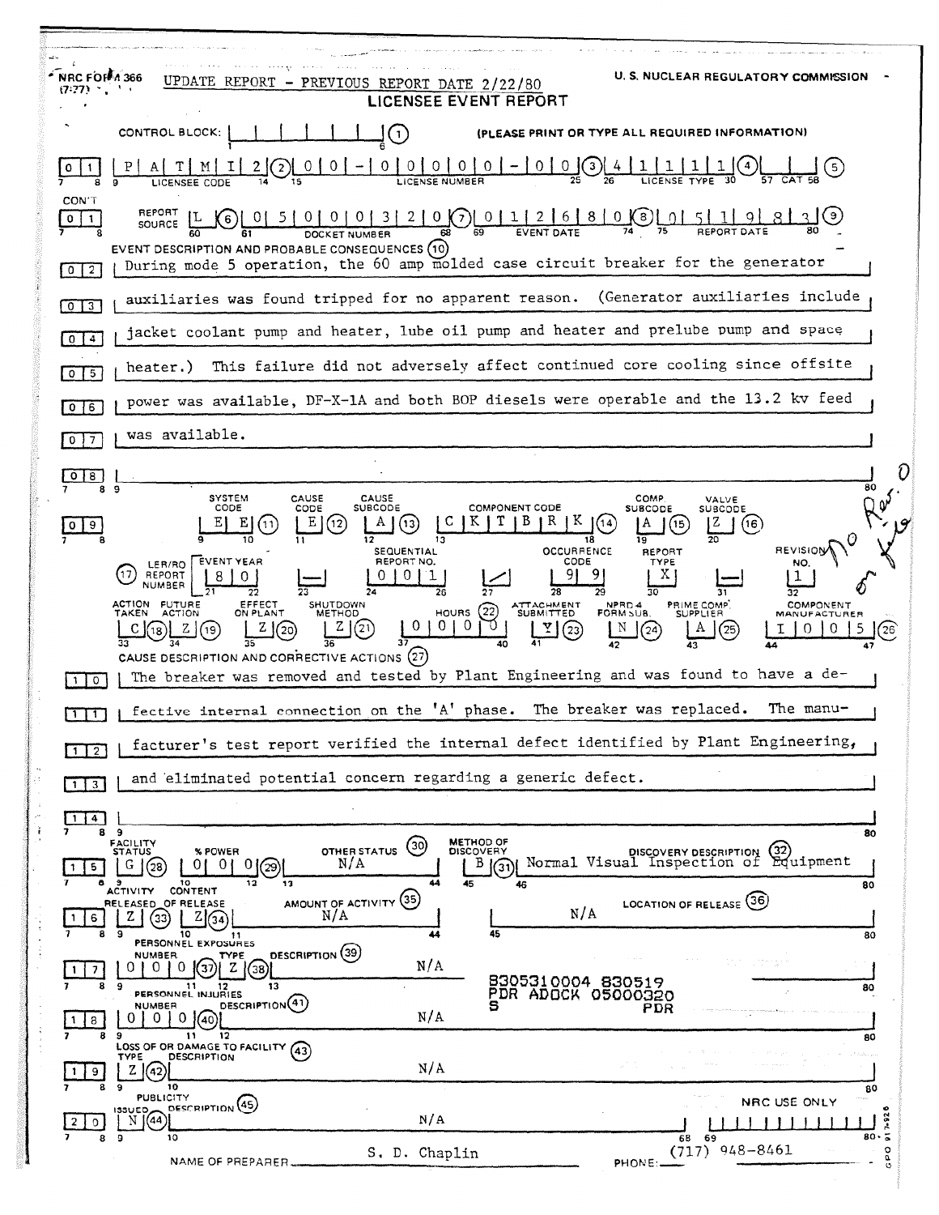NRC FORM 366 (7-77) — UPDATE REPORT - PREVIOUS REPORT DATE 2/22/80 — U. S. NUCLEAR REGULATORY COMMISSION

# LICENSEE EVENT REPORT

CONTROL BLOCK: | | | | | | | (1) (PLEASE PRINT OR TYPE ALL REQUIRED INFORMATION)

| 0 | 1 | P A T M I 2 (2) | 0 0 - 0 0 0 0 0 - 0 0 (3) | 4 1 1 1 1 (4) | | | (5) |
|---|---|---|---|---|---|
| | | LICENSEE CODE | LICENSE NUMBER | LICENSE TYPE | CAT |

CON'T

| 0 | 1 | REPORT SOURCE L (6) | 0 5 0 0 0 3 2 0 (7) | 0 1 2 6 8 0 (8) | 0 5 1 9 8 3 (9) |
|---|---|---|---|---|---|
| | | | DOCKET NUMBER | EVENT DATE | REPORT DATE |

EVENT DESCRIPTION AND PROBABLE CONSEQUENCES (10)

During mode 5 operation, the 60 amp molded case circuit breaker for the generator auxiliaries was found tripped for no apparent reason. (Generator auxiliaries include jacket coolant pump and heater, lube oil pump and heater and prelube pump and space heater.) This failure did not adversely affect continued core cooling since offsite power was available, DF-X-1A and both BOP diesels were operable and the 13.2 kv feed was available.

| SYSTEM CODE | CAUSE CODE | CAUSE SUBCODE | COMPONENT CODE | COMP. SUBCODE | VALVE SUBCODE |
|---|---|---|---|---|---|
| E E (11) | E (12) | A (13) | C K T B R K (14) | A (15) | Z (16) |

| (17) LER/RO REPORT NUMBER | EVENT YEAR | | SEQUENTIAL REPORT NO. | | OCCURRENCE CODE | REPORT TYPE | | REVISION NO. |
|---|---|---|---|---|---|---|---|---|
| | 8 0 | — | 0 0 1 | / | 9 9 | X | — | 1 |

| ACTION TAKEN | FUTURE ACTION | EFFECT ON PLANT | SHUTDOWN METHOD | HOURS (22) | ATTACHMENT SUBMITTED | NPRD-4 FORM SUB. | PRIME COMP. SUPPLIER | COMPONENT MANUFACTURER |
|---|---|---|---|---|---|---|---|---|
| C (18) | Z (19) | Z (20) | Z (21) | 0 0 0 0 | Y (23) | N (24) | A (25) | I 0 0 5 (26) |

No Rev. 0 on file

CAUSE DESCRIPTION AND CORRECTIVE ACTIONS (27)

The breaker was removed and tested by Plant Engineering and was found to have a defective internal connection on the 'A' phase. The breaker was replaced. The manufacturer's test report verified the internal defect identified by Plant Engineering, and eliminated potential concern regarding a generic defect.

| FACILITY STATUS | % POWER | OTHER STATUS (30) | METHOD OF DISCOVERY | DISCOVERY DESCRIPTION (32) |
|---|---|---|---|---|
| G (28) | 0 0 0 (29) | N/A | B (31) | Normal Visual Inspection of Equipment |

| ACTIVITY RELEASED | CONTENT OF RELEASE | AMOUNT OF ACTIVITY (35) | LOCATION OF RELEASE (36) |
|---|---|---|---|
| Z (33) | Z (34) | N/A | N/A |

PERSONNEL EXPOSURES

| NUMBER | TYPE | DESCRIPTION (39) |
|---|---|---|
| 0 0 0 (37) | Z (38) | N/A |

8305310004 830519
PDR ADOCK 05000320
S PDR

PERSONNEL INJURIES

| NUMBER | DESCRIPTION (41) |
|---|---|
| 0 0 0 (40) | N/A |

LOSS OF OR DAMAGE TO FACILITY (43)

| TYPE | DESCRIPTION |
|---|---|
| Z (42) | N/A |

PUBLICITY

| ISSUED | DESCRIPTION (45) | NRC USE ONLY |
|---|---|---|
| N (44) | N/A | |

NAME OF PREPARER: S. D. Chaplin — PHONE: (717) 948-8461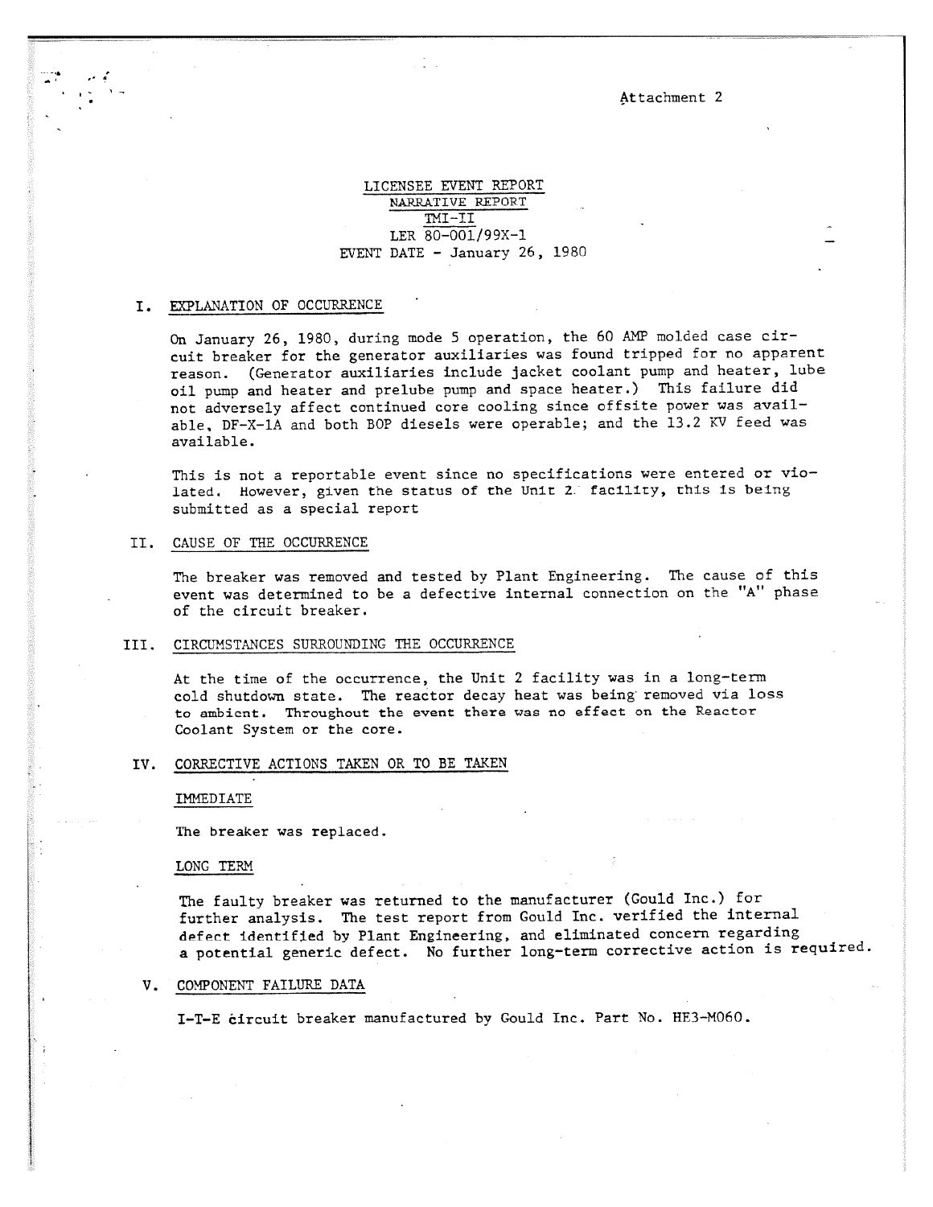Attachment 2

# LICENSEE EVENT REPORT

## NARRATIVE REPORT

## TMI-II

LER 80-001/99X-1

EVENT DATE - January 26, 1980

## I. EXPLANATION OF OCCURRENCE

On January 26, 1980, during mode 5 operation, the 60 AMP molded case circuit breaker for the generator auxiliaries was found tripped for no apparent reason. (Generator auxiliaries include jacket coolant pump and heater, lube oil pump and heater and prelube pump and space heater.) This failure did not adversely affect continued core cooling since offsite power was available, DF-X-1A and both BOP diesels were operable; and the 13.2 KV feed was available.

This is not a reportable event since no specifications were entered or violated. However, given the status of the Unit 2 facility, this is being submitted as a special report

## II. CAUSE OF THE OCCURRENCE

The breaker was removed and tested by Plant Engineering. The cause of this event was determined to be a defective internal connection on the "A" phase of the circuit breaker.

## III. CIRCUMSTANCES SURROUNDING THE OCCURRENCE

At the time of the occurrence, the Unit 2 facility was in a long-term cold shutdown state. The reactor decay heat was being removed via loss to ambient. Throughout the event there was no effect on the Reactor Coolant System or the core.

## IV. CORRECTIVE ACTIONS TAKEN OR TO BE TAKEN

### IMMEDIATE

The breaker was replaced.

### LONG TERM

The faulty breaker was returned to the manufacturer (Gould Inc.) for further analysis. The test report from Gould Inc. verified the internal defect identified by Plant Engineering, and eliminated concern regarding a potential generic defect. No further long-term corrective action is required.

## V. COMPONENT FAILURE DATA

I-T-E circuit breaker manufactured by Gould Inc. Part No. HE3-M060.